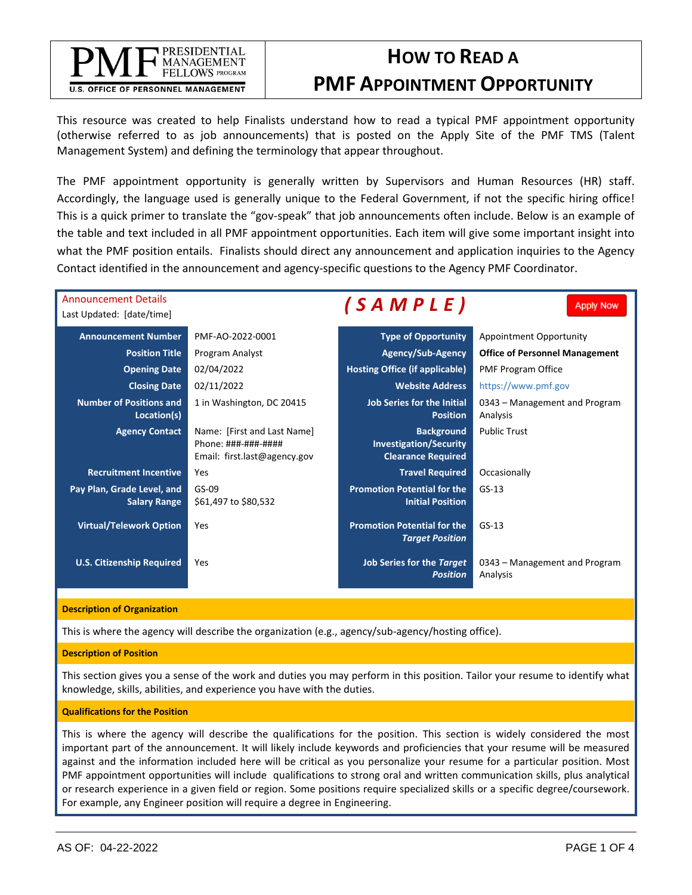# How to Read a PMF Appointment Opportunity

PMF PRESIDENTIAL MANAGEMENT FELLOWS PROGRAM
U.S. OFFICE OF PERSONNEL MANAGEMENT

This resource was created to help Finalists understand how to read a typical PMF appointment opportunity (otherwise referred to as job announcements) that is posted on the Apply Site of the PMF TMS (Talent Management System) and defining the terminology that appear throughout.

The PMF appointment opportunity is generally written by Supervisors and Human Resources (HR) staff. Accordingly, the language used is generally unique to the Federal Government, if not the specific hiring office! This is a quick primer to translate the "gov-speak" that job announcements often include. Below is an example of the table and text included in all PMF appointment opportunities. Each item will give some important insight into what the PMF position entails. Finalists should direct any announcement and application inquiries to the Agency Contact identified in the announcement and agency-specific questions to the Agency PMF Coordinator.

Announcement Details
Last Updated: [date/time]

***( S A M P L E )***

Apply Now

| | | | |
|---|---|---|---|
| **Announcement Number** | PMF-AO-2022-0001 | **Type of Opportunity** | Appointment Opportunity |
| **Position Title** | Program Analyst | **Agency/Sub-Agency** | **Office of Personnel Management** |
| **Opening Date** | 02/04/2022 | **Hosting Office (if applicable)** | PMF Program Office |
| **Closing Date** | 02/11/2022 | **Website Address** | https://www.pmf.gov |
| **Number of Positions and Location(s)** | 1 in Washington, DC 20415 | **Job Series for the Initial Position** | 0343 – Management and Program Analysis |
| **Agency Contact** | Name: [First and Last Name]<br>Phone: ###-###-####<br>Email: first.last@agency.gov | **Background Investigation/Security Clearance Required** | Public Trust |
| **Recruitment Incentive** | Yes | **Travel Required** | Occasionally |
| **Pay Plan, Grade Level, and Salary Range** | GS-09<br>$61,497 to $80,532 | **Promotion Potential for the Initial Position** | GS-13 |
| **Virtual/Telework Option** | Yes | **Promotion Potential for the *Target Position*** | GS-13 |
| **U.S. Citizenship Required** | Yes | **Job Series for the *Target Position*** | 0343 – Management and Program Analysis |

**Description of Organization**

This is where the agency will describe the organization (e.g., agency/sub-agency/hosting office).

**Description of Position**

This section gives you a sense of the work and duties you may perform in this position. Tailor your resume to identify what knowledge, skills, abilities, and experience you have with the duties.

**Qualifications for the Position**

This is where the agency will describe the qualifications for the position. This section is widely considered the most important part of the announcement. It will likely include keywords and proficiencies that your resume will be measured against and the information included here will be critical as you personalize your resume for a particular position. Most PMF appointment opportunities will include qualifications to strong oral and written communication skills, plus analytical or research experience in a given field or region. Some positions require specialized skills or a specific degree/coursework. For example, any Engineer position will require a degree in Engineering.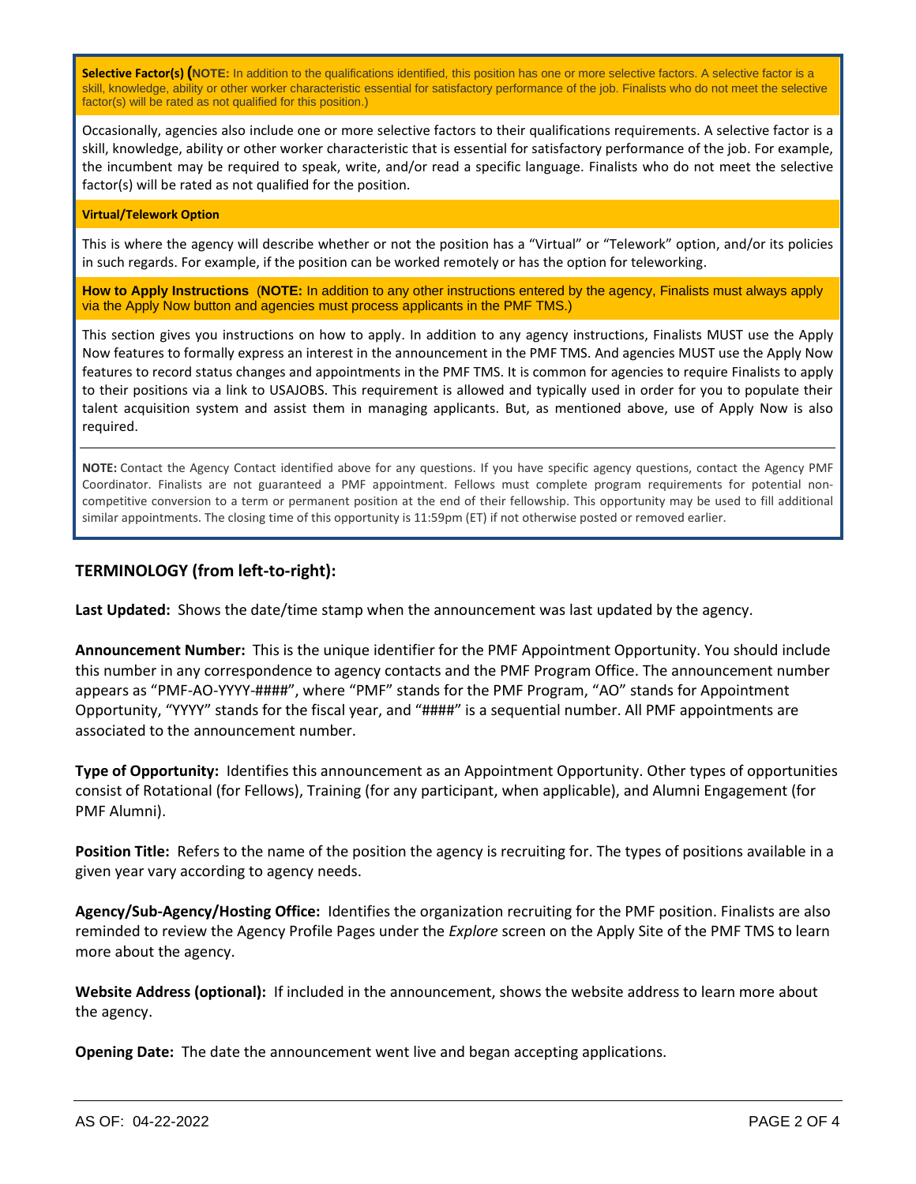**Selective Factor(s) (NOTE:** In addition to the qualifications identified, this position has one or more selective factors. A selective factor is a skill, knowledge, ability or other worker characteristic essential for satisfactory performance of the job. Finalists who do not meet the selective factor(s) will be rated as not qualified for this position.)

Occasionally, agencies also include one or more selective factors to their qualifications requirements. A selective factor is a skill, knowledge, ability or other worker characteristic that is essential for satisfactory performance of the job. For example, the incumbent may be required to speak, write, and/or read a specific language. Finalists who do not meet the selective factor(s) will be rated as not qualified for the position.

**Virtual/Telework Option**

This is where the agency will describe whether or not the position has a "Virtual" or "Telework" option, and/or its policies in such regards. For example, if the position can be worked remotely or has the option for teleworking.

**How to Apply Instructions** (**NOTE:** In addition to any other instructions entered by the agency, Finalists must always apply via the Apply Now button and agencies must process applicants in the PMF TMS.)

This section gives you instructions on how to apply. In addition to any agency instructions, Finalists MUST use the Apply Now features to formally express an interest in the announcement in the PMF TMS. And agencies MUST use the Apply Now features to record status changes and appointments in the PMF TMS. It is common for agencies to require Finalists to apply to their positions via a link to USAJOBS. This requirement is allowed and typically used in order for you to populate their talent acquisition system and assist them in managing applicants. But, as mentioned above, use of Apply Now is also required.

---

**NOTE:** Contact the Agency Contact identified above for any questions. If you have specific agency questions, contact the Agency PMF Coordinator. Finalists are not guaranteed a PMF appointment. Fellows must complete program requirements for potential non-competitive conversion to a term or permanent position at the end of their fellowship. This opportunity may be used to fill additional similar appointments. The closing time of this opportunity is 11:59pm (ET) if not otherwise posted or removed earlier.

## TERMINOLOGY (from left-to-right):

**Last Updated:** Shows the date/time stamp when the announcement was last updated by the agency.

**Announcement Number:** This is the unique identifier for the PMF Appointment Opportunity. You should include this number in any correspondence to agency contacts and the PMF Program Office. The announcement number appears as "PMF-AO-YYYY-####", where "PMF" stands for the PMF Program, "AO" stands for Appointment Opportunity, "YYYY" stands for the fiscal year, and "####" is a sequential number. All PMF appointments are associated to the announcement number.

**Type of Opportunity:** Identifies this announcement as an Appointment Opportunity. Other types of opportunities consist of Rotational (for Fellows), Training (for any participant, when applicable), and Alumni Engagement (for PMF Alumni).

**Position Title:** Refers to the name of the position the agency is recruiting for. The types of positions available in a given year vary according to agency needs.

**Agency/Sub-Agency/Hosting Office:** Identifies the organization recruiting for the PMF position. Finalists are also reminded to review the Agency Profile Pages under the *Explore* screen on the Apply Site of the PMF TMS to learn more about the agency.

**Website Address (optional):** If included in the announcement, shows the website address to learn more about the agency.

**Opening Date:** The date the announcement went live and began accepting applications.

AS OF: 04-22-2022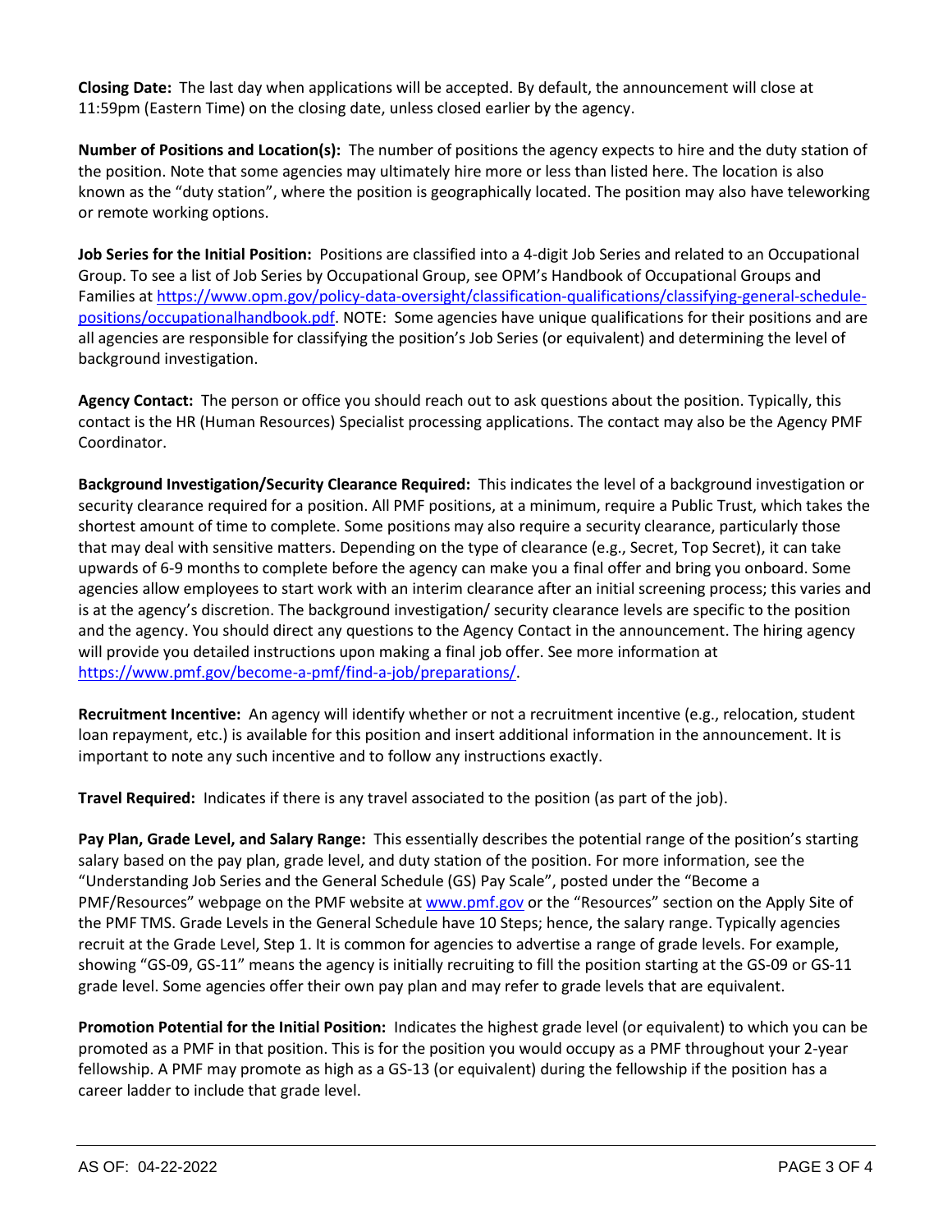**Closing Date:** The last day when applications will be accepted. By default, the announcement will close at 11:59pm (Eastern Time) on the closing date, unless closed earlier by the agency.

**Number of Positions and Location(s):** The number of positions the agency expects to hire and the duty station of the position. Note that some agencies may ultimately hire more or less than listed here. The location is also known as the "duty station", where the position is geographically located. The position may also have teleworking or remote working options.

**Job Series for the Initial Position:** Positions are classified into a 4-digit Job Series and related to an Occupational Group. To see a list of Job Series by Occupational Group, see OPM's Handbook of Occupational Groups and Families at [https://www.opm.gov/policy-data-oversight/classification-qualifications/classifying-general-schedule-positions/occupationalhandbook.pdf](https://www.opm.gov/policy-data-oversight/classification-qualifications/classifying-general-schedule-positions/occupationalhandbook.pdf). NOTE: Some agencies have unique qualifications for their positions and are all agencies are responsible for classifying the position's Job Series (or equivalent) and determining the level of background investigation.

**Agency Contact:** The person or office you should reach out to ask questions about the position. Typically, this contact is the HR (Human Resources) Specialist processing applications. The contact may also be the Agency PMF Coordinator.

**Background Investigation/Security Clearance Required:** This indicates the level of a background investigation or security clearance required for a position. All PMF positions, at a minimum, require a Public Trust, which takes the shortest amount of time to complete. Some positions may also require a security clearance, particularly those that may deal with sensitive matters. Depending on the type of clearance (e.g., Secret, Top Secret), it can take upwards of 6-9 months to complete before the agency can make you a final offer and bring you onboard. Some agencies allow employees to start work with an interim clearance after an initial screening process; this varies and is at the agency's discretion. The background investigation/ security clearance levels are specific to the position and the agency. You should direct any questions to the Agency Contact in the announcement. The hiring agency will provide you detailed instructions upon making a final job offer. See more information at [https://www.pmf.gov/become-a-pmf/find-a-job/preparations/](https://www.pmf.gov/become-a-pmf/find-a-job/preparations/).

**Recruitment Incentive:** An agency will identify whether or not a recruitment incentive (e.g., relocation, student loan repayment, etc.) is available for this position and insert additional information in the announcement. It is important to note any such incentive and to follow any instructions exactly.

**Travel Required:** Indicates if there is any travel associated to the position (as part of the job).

**Pay Plan, Grade Level, and Salary Range:** This essentially describes the potential range of the position's starting salary based on the pay plan, grade level, and duty station of the position. For more information, see the "Understanding Job Series and the General Schedule (GS) Pay Scale", posted under the "Become a PMF/Resources" webpage on the PMF website at [www.pmf.gov](www.pmf.gov) or the "Resources" section on the Apply Site of the PMF TMS. Grade Levels in the General Schedule have 10 Steps; hence, the salary range. Typically agencies recruit at the Grade Level, Step 1. It is common for agencies to advertise a range of grade levels. For example, showing "GS-09, GS-11" means the agency is initially recruiting to fill the position starting at the GS-09 or GS-11 grade level. Some agencies offer their own pay plan and may refer to grade levels that are equivalent.

**Promotion Potential for the Initial Position:** Indicates the highest grade level (or equivalent) to which you can be promoted as a PMF in that position. This is for the position you would occupy as a PMF throughout your 2-year fellowship. A PMF may promote as high as a GS-13 (or equivalent) during the fellowship if the position has a career ladder to include that grade level.

AS OF: 04-22-2022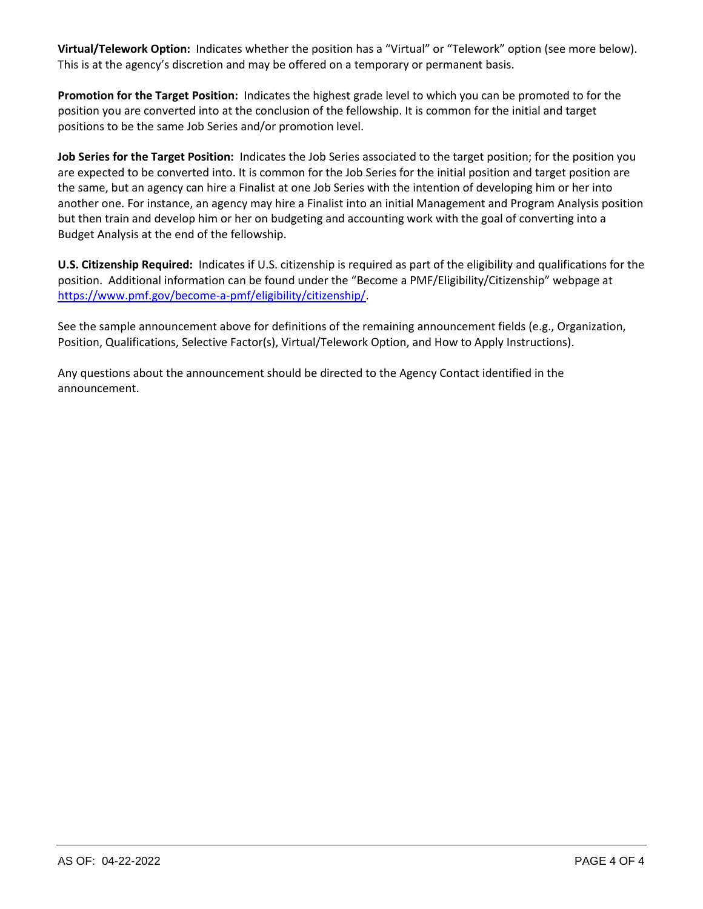**Virtual/Telework Option:** Indicates whether the position has a "Virtual" or "Telework" option (see more below). This is at the agency's discretion and may be offered on a temporary or permanent basis.

**Promotion for the Target Position:** Indicates the highest grade level to which you can be promoted to for the position you are converted into at the conclusion of the fellowship. It is common for the initial and target positions to be the same Job Series and/or promotion level.

**Job Series for the Target Position:** Indicates the Job Series associated to the target position; for the position you are expected to be converted into. It is common for the Job Series for the initial position and target position are the same, but an agency can hire a Finalist at one Job Series with the intention of developing him or her into another one. For instance, an agency may hire a Finalist into an initial Management and Program Analysis position but then train and develop him or her on budgeting and accounting work with the goal of converting into a Budget Analysis at the end of the fellowship.

**U.S. Citizenship Required:** Indicates if U.S. citizenship is required as part of the eligibility and qualifications for the position. Additional information can be found under the "Become a PMF/Eligibility/Citizenship" webpage at https://www.pmf.gov/become-a-pmf/eligibility/citizenship/.

See the sample announcement above for definitions of the remaining announcement fields (e.g., Organization, Position, Qualifications, Selective Factor(s), Virtual/Telework Option, and How to Apply Instructions).

Any questions about the announcement should be directed to the Agency Contact identified in the announcement.

AS OF: 04-22-2022